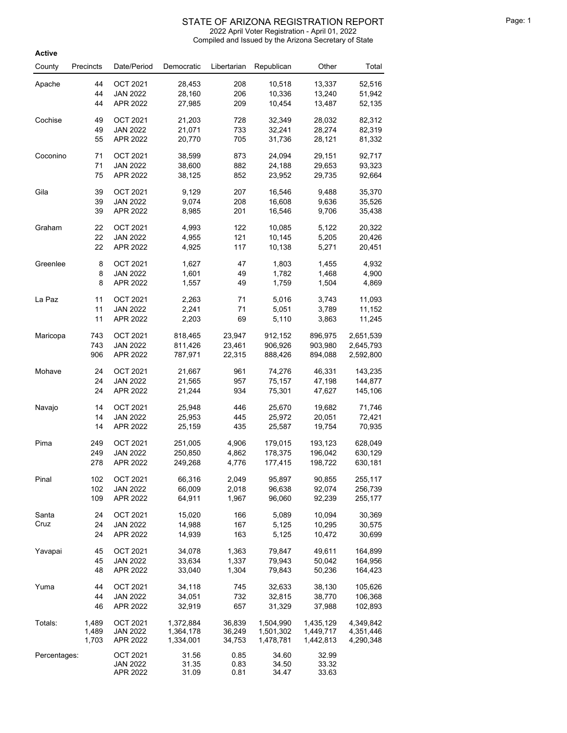# STATE OF ARIZONA REGISTRATION REPORT

2022 April Voter Registration - April 01, 2022

Compiled and Issued by the Arizona Secretary of State

**Active**

| County | Precincts | Date/Period | Democratic | Libertarian | Republican | Other | Total |
|---|---|---|---|---|---|---|---|
| Apache | 44 | OCT 2021 | 28,453 | 208 | 10,518 | 13,337 | 52,516 |
| | 44 | JAN 2022 | 28,160 | 206 | 10,336 | 13,240 | 51,942 |
| | 44 | APR 2022 | 27,985 | 209 | 10,454 | 13,487 | 52,135 |
| Cochise | 49 | OCT 2021 | 21,203 | 728 | 32,349 | 28,032 | 82,312 |
| | 49 | JAN 2022 | 21,071 | 733 | 32,241 | 28,274 | 82,319 |
| | 55 | APR 2022 | 20,770 | 705 | 31,736 | 28,121 | 81,332 |
| Coconino | 71 | OCT 2021 | 38,599 | 873 | 24,094 | 29,151 | 92,717 |
| | 71 | JAN 2022 | 38,600 | 882 | 24,188 | 29,653 | 93,323 |
| | 75 | APR 2022 | 38,125 | 852 | 23,952 | 29,735 | 92,664 |
| Gila | 39 | OCT 2021 | 9,129 | 207 | 16,546 | 9,488 | 35,370 |
| | 39 | JAN 2022 | 9,074 | 208 | 16,608 | 9,636 | 35,526 |
| | 39 | APR 2022 | 8,985 | 201 | 16,546 | 9,706 | 35,438 |
| Graham | 22 | OCT 2021 | 4,993 | 122 | 10,085 | 5,122 | 20,322 |
| | 22 | JAN 2022 | 4,955 | 121 | 10,145 | 5,205 | 20,426 |
| | 22 | APR 2022 | 4,925 | 117 | 10,138 | 5,271 | 20,451 |
| Greenlee | 8 | OCT 2021 | 1,627 | 47 | 1,803 | 1,455 | 4,932 |
| | 8 | JAN 2022 | 1,601 | 49 | 1,782 | 1,468 | 4,900 |
| | 8 | APR 2022 | 1,557 | 49 | 1,759 | 1,504 | 4,869 |
| La Paz | 11 | OCT 2021 | 2,263 | 71 | 5,016 | 3,743 | 11,093 |
| | 11 | JAN 2022 | 2,241 | 71 | 5,051 | 3,789 | 11,152 |
| | 11 | APR 2022 | 2,203 | 69 | 5,110 | 3,863 | 11,245 |
| Maricopa | 743 | OCT 2021 | 818,465 | 23,947 | 912,152 | 896,975 | 2,651,539 |
| | 743 | JAN 2022 | 811,426 | 23,461 | 906,926 | 903,980 | 2,645,793 |
| | 906 | APR 2022 | 787,971 | 22,315 | 888,426 | 894,088 | 2,592,800 |
| Mohave | 24 | OCT 2021 | 21,667 | 961 | 74,276 | 46,331 | 143,235 |
| | 24 | JAN 2022 | 21,565 | 957 | 75,157 | 47,198 | 144,877 |
| | 24 | APR 2022 | 21,244 | 934 | 75,301 | 47,627 | 145,106 |
| Navajo | 14 | OCT 2021 | 25,948 | 446 | 25,670 | 19,682 | 71,746 |
| | 14 | JAN 2022 | 25,953 | 445 | 25,972 | 20,051 | 72,421 |
| | 14 | APR 2022 | 25,159 | 435 | 25,587 | 19,754 | 70,935 |
| Pima | 249 | OCT 2021 | 251,005 | 4,906 | 179,015 | 193,123 | 628,049 |
| | 249 | JAN 2022 | 250,850 | 4,862 | 178,375 | 196,042 | 630,129 |
| | 278 | APR 2022 | 249,268 | 4,776 | 177,415 | 198,722 | 630,181 |
| Pinal | 102 | OCT 2021 | 66,316 | 2,049 | 95,897 | 90,855 | 255,117 |
| | 102 | JAN 2022 | 66,009 | 2,018 | 96,638 | 92,074 | 256,739 |
| | 109 | APR 2022 | 64,911 | 1,967 | 96,060 | 92,239 | 255,177 |
| Santa Cruz | 24 | OCT 2021 | 15,020 | 166 | 5,089 | 10,094 | 30,369 |
| | 24 | JAN 2022 | 14,988 | 167 | 5,125 | 10,295 | 30,575 |
| | 24 | APR 2022 | 14,939 | 163 | 5,125 | 10,472 | 30,699 |
| Yavapai | 45 | OCT 2021 | 34,078 | 1,363 | 79,847 | 49,611 | 164,899 |
| | 45 | JAN 2022 | 33,634 | 1,337 | 79,943 | 50,042 | 164,956 |
| | 48 | APR 2022 | 33,040 | 1,304 | 79,843 | 50,236 | 164,423 |
| Yuma | 44 | OCT 2021 | 34,118 | 745 | 32,633 | 38,130 | 105,626 |
| | 44 | JAN 2022 | 34,051 | 732 | 32,815 | 38,770 | 106,368 |
| | 46 | APR 2022 | 32,919 | 657 | 31,329 | 37,988 | 102,893 |
| Totals: | 1,489 | OCT 2021 | 1,372,884 | 36,839 | 1,504,990 | 1,435,129 | 4,349,842 |
| | 1,489 | JAN 2022 | 1,364,178 | 36,249 | 1,501,302 | 1,449,717 | 4,351,446 |
| | 1,703 | APR 2022 | 1,334,001 | 34,753 | 1,478,781 | 1,442,813 | 4,290,348 |
| Percentages: | | OCT 2021 | 31.56 | 0.85 | 34.60 | 32.99 | |
| | | JAN 2022 | 31.35 | 0.83 | 34.50 | 33.32 | |
| | | APR 2022 | 31.09 | 0.81 | 34.47 | 33.63 | |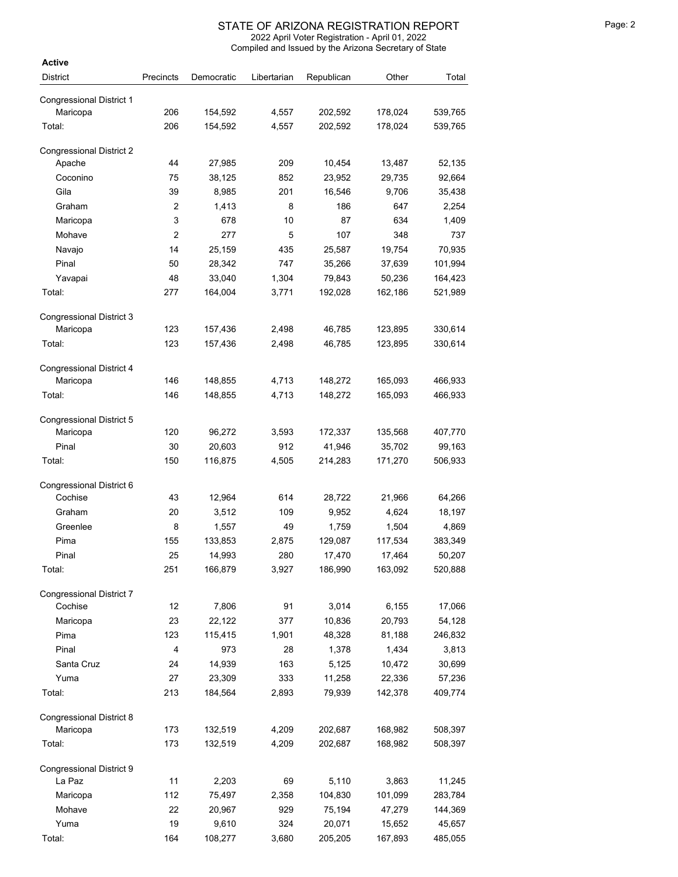# STATE OF ARIZONA REGISTRATION REPORT

2022 April Voter Registration - April 01, 2022

Compiled and Issued by the Arizona Secretary of State

**Active**

| District | Precincts | Democratic | Libertarian | Republican | Other | Total |
|---|---|---|---|---|---|---|
| **Congressional District 1** | | | | | | |
| Maricopa | 206 | 154,592 | 4,557 | 202,592 | 178,024 | 539,765 |
| Total: | 206 | 154,592 | 4,557 | 202,592 | 178,024 | 539,765 |
| **Congressional District 2** | | | | | | |
| Apache | 44 | 27,985 | 209 | 10,454 | 13,487 | 52,135 |
| Coconino | 75 | 38,125 | 852 | 23,952 | 29,735 | 92,664 |
| Gila | 39 | 8,985 | 201 | 16,546 | 9,706 | 35,438 |
| Graham | 2 | 1,413 | 8 | 186 | 647 | 2,254 |
| Maricopa | 3 | 678 | 10 | 87 | 634 | 1,409 |
| Mohave | 2 | 277 | 5 | 107 | 348 | 737 |
| Navajo | 14 | 25,159 | 435 | 25,587 | 19,754 | 70,935 |
| Pinal | 50 | 28,342 | 747 | 35,266 | 37,639 | 101,994 |
| Yavapai | 48 | 33,040 | 1,304 | 79,843 | 50,236 | 164,423 |
| Total: | 277 | 164,004 | 3,771 | 192,028 | 162,186 | 521,989 |
| **Congressional District 3** | | | | | | |
| Maricopa | 123 | 157,436 | 2,498 | 46,785 | 123,895 | 330,614 |
| Total: | 123 | 157,436 | 2,498 | 46,785 | 123,895 | 330,614 |
| **Congressional District 4** | | | | | | |
| Maricopa | 146 | 148,855 | 4,713 | 148,272 | 165,093 | 466,933 |
| Total: | 146 | 148,855 | 4,713 | 148,272 | 165,093 | 466,933 |
| **Congressional District 5** | | | | | | |
| Maricopa | 120 | 96,272 | 3,593 | 172,337 | 135,568 | 407,770 |
| Pinal | 30 | 20,603 | 912 | 41,946 | 35,702 | 99,163 |
| Total: | 150 | 116,875 | 4,505 | 214,283 | 171,270 | 506,933 |
| **Congressional District 6** | | | | | | |
| Cochise | 43 | 12,964 | 614 | 28,722 | 21,966 | 64,266 |
| Graham | 20 | 3,512 | 109 | 9,952 | 4,624 | 18,197 |
| Greenlee | 8 | 1,557 | 49 | 1,759 | 1,504 | 4,869 |
| Pima | 155 | 133,853 | 2,875 | 129,087 | 117,534 | 383,349 |
| Pinal | 25 | 14,993 | 280 | 17,470 | 17,464 | 50,207 |
| Total: | 251 | 166,879 | 3,927 | 186,990 | 163,092 | 520,888 |
| **Congressional District 7** | | | | | | |
| Cochise | 12 | 7,806 | 91 | 3,014 | 6,155 | 17,066 |
| Maricopa | 23 | 22,122 | 377 | 10,836 | 20,793 | 54,128 |
| Pima | 123 | 115,415 | 1,901 | 48,328 | 81,188 | 246,832 |
| Pinal | 4 | 973 | 28 | 1,378 | 1,434 | 3,813 |
| Santa Cruz | 24 | 14,939 | 163 | 5,125 | 10,472 | 30,699 |
| Yuma | 27 | 23,309 | 333 | 11,258 | 22,336 | 57,236 |
| Total: | 213 | 184,564 | 2,893 | 79,939 | 142,378 | 409,774 |
| **Congressional District 8** | | | | | | |
| Maricopa | 173 | 132,519 | 4,209 | 202,687 | 168,982 | 508,397 |
| Total: | 173 | 132,519 | 4,209 | 202,687 | 168,982 | 508,397 |
| **Congressional District 9** | | | | | | |
| La Paz | 11 | 2,203 | 69 | 5,110 | 3,863 | 11,245 |
| Maricopa | 112 | 75,497 | 2,358 | 104,830 | 101,099 | 283,784 |
| Mohave | 22 | 20,967 | 929 | 75,194 | 47,279 | 144,369 |
| Yuma | 19 | 9,610 | 324 | 20,071 | 15,652 | 45,657 |
| Total: | 164 | 108,277 | 3,680 | 205,205 | 167,893 | 485,055 |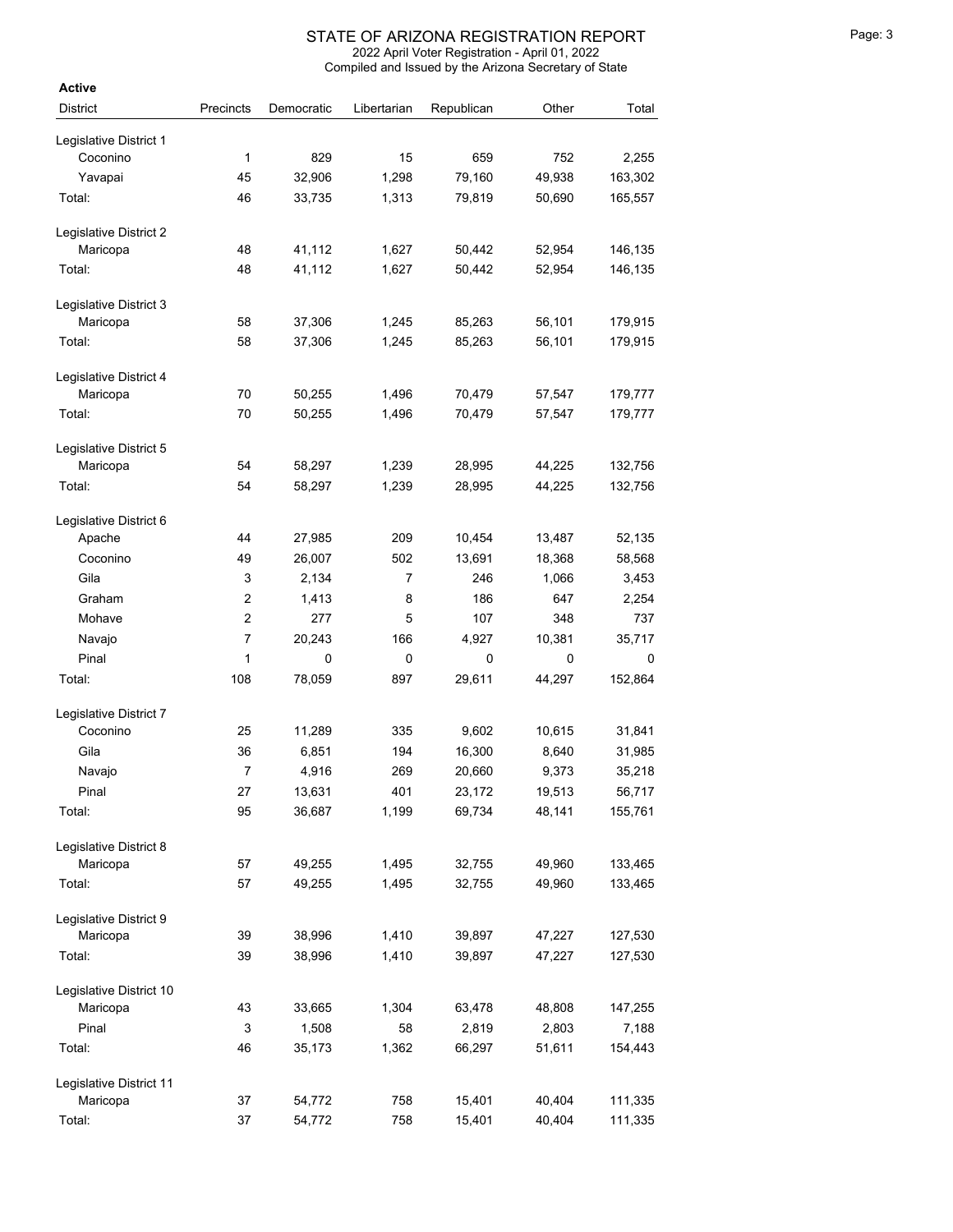# STATE OF ARIZONA REGISTRATION REPORT

2022 April Voter Registration - April 01, 2022

Compiled and Issued by the Arizona Secretary of State

**Active**

| District | Precincts | Democratic | Libertarian | Republican | Other | Total |
|---|---|---|---|---|---|---|
| Legislative District 1 | | | | | | |
| Coconino | 1 | 829 | 15 | 659 | 752 | 2,255 |
| Yavapai | 45 | 32,906 | 1,298 | 79,160 | 49,938 | 163,302 |
| Total: | 46 | 33,735 | 1,313 | 79,819 | 50,690 | 165,557 |
| Legislative District 2 | | | | | | |
| Maricopa | 48 | 41,112 | 1,627 | 50,442 | 52,954 | 146,135 |
| Total: | 48 | 41,112 | 1,627 | 50,442 | 52,954 | 146,135 |
| Legislative District 3 | | | | | | |
| Maricopa | 58 | 37,306 | 1,245 | 85,263 | 56,101 | 179,915 |
| Total: | 58 | 37,306 | 1,245 | 85,263 | 56,101 | 179,915 |
| Legislative District 4 | | | | | | |
| Maricopa | 70 | 50,255 | 1,496 | 70,479 | 57,547 | 179,777 |
| Total: | 70 | 50,255 | 1,496 | 70,479 | 57,547 | 179,777 |
| Legislative District 5 | | | | | | |
| Maricopa | 54 | 58,297 | 1,239 | 28,995 | 44,225 | 132,756 |
| Total: | 54 | 58,297 | 1,239 | 28,995 | 44,225 | 132,756 |
| Legislative District 6 | | | | | | |
| Apache | 44 | 27,985 | 209 | 10,454 | 13,487 | 52,135 |
| Coconino | 49 | 26,007 | 502 | 13,691 | 18,368 | 58,568 |
| Gila | 3 | 2,134 | 7 | 246 | 1,066 | 3,453 |
| Graham | 2 | 1,413 | 8 | 186 | 647 | 2,254 |
| Mohave | 2 | 277 | 5 | 107 | 348 | 737 |
| Navajo | 7 | 20,243 | 166 | 4,927 | 10,381 | 35,717 |
| Pinal | 1 | 0 | 0 | 0 | 0 | 0 |
| Total: | 108 | 78,059 | 897 | 29,611 | 44,297 | 152,864 |
| Legislative District 7 | | | | | | |
| Coconino | 25 | 11,289 | 335 | 9,602 | 10,615 | 31,841 |
| Gila | 36 | 6,851 | 194 | 16,300 | 8,640 | 31,985 |
| Navajo | 7 | 4,916 | 269 | 20,660 | 9,373 | 35,218 |
| Pinal | 27 | 13,631 | 401 | 23,172 | 19,513 | 56,717 |
| Total: | 95 | 36,687 | 1,199 | 69,734 | 48,141 | 155,761 |
| Legislative District 8 | | | | | | |
| Maricopa | 57 | 49,255 | 1,495 | 32,755 | 49,960 | 133,465 |
| Total: | 57 | 49,255 | 1,495 | 32,755 | 49,960 | 133,465 |
| Legislative District 9 | | | | | | |
| Maricopa | 39 | 38,996 | 1,410 | 39,897 | 47,227 | 127,530 |
| Total: | 39 | 38,996 | 1,410 | 39,897 | 47,227 | 127,530 |
| Legislative District 10 | | | | | | |
| Maricopa | 43 | 33,665 | 1,304 | 63,478 | 48,808 | 147,255 |
| Pinal | 3 | 1,508 | 58 | 2,819 | 2,803 | 7,188 |
| Total: | 46 | 35,173 | 1,362 | 66,297 | 51,611 | 154,443 |
| Legislative District 11 | | | | | | |
| Maricopa | 37 | 54,772 | 758 | 15,401 | 40,404 | 111,335 |
| Total: | 37 | 54,772 | 758 | 15,401 | 40,404 | 111,335 |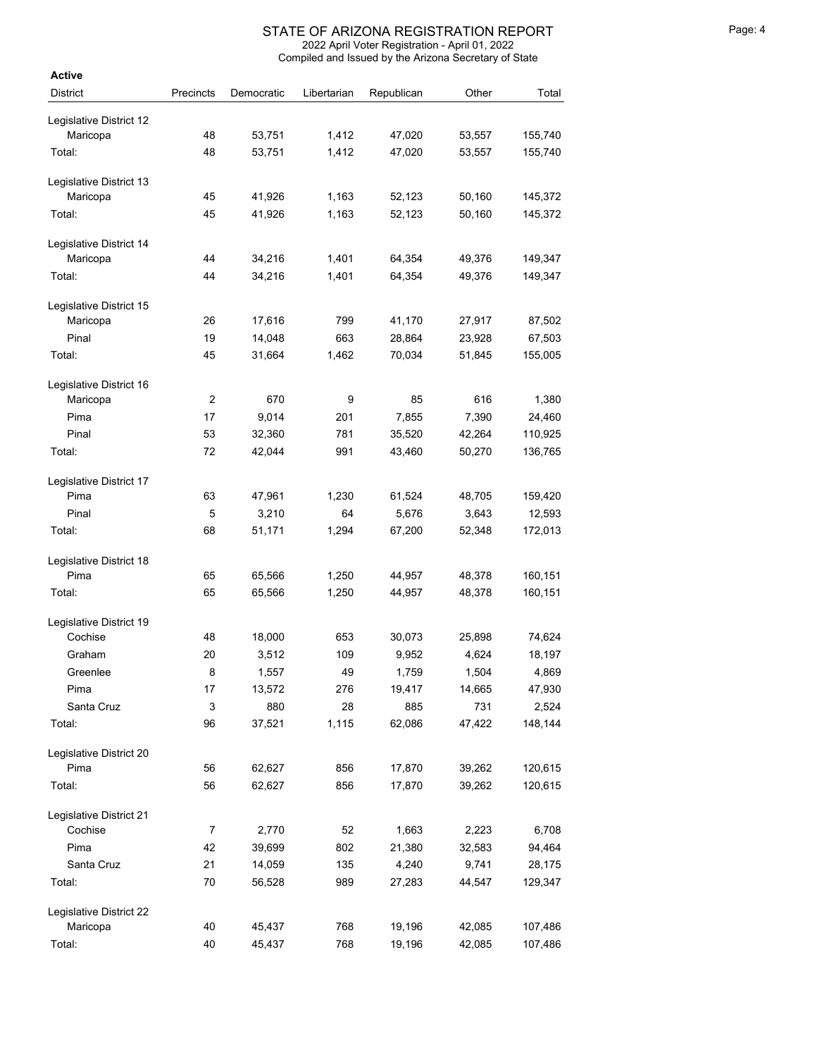# STATE OF ARIZONA REGISTRATION REPORT

2022 April Voter Registration - April 01, 2022

Compiled and Issued by the Arizona Secretary of State

**Active**

| District | Precincts | Democratic | Libertarian | Republican | Other | Total |
|---|---|---|---|---|---|---|
| Legislative District 12 | | | | | | |
| Maricopa | 48 | 53,751 | 1,412 | 47,020 | 53,557 | 155,740 |
| Total: | 48 | 53,751 | 1,412 | 47,020 | 53,557 | 155,740 |
| Legislative District 13 | | | | | | |
| Maricopa | 45 | 41,926 | 1,163 | 52,123 | 50,160 | 145,372 |
| Total: | 45 | 41,926 | 1,163 | 52,123 | 50,160 | 145,372 |
| Legislative District 14 | | | | | | |
| Maricopa | 44 | 34,216 | 1,401 | 64,354 | 49,376 | 149,347 |
| Total: | 44 | 34,216 | 1,401 | 64,354 | 49,376 | 149,347 |
| Legislative District 15 | | | | | | |
| Maricopa | 26 | 17,616 | 799 | 41,170 | 27,917 | 87,502 |
| Pinal | 19 | 14,048 | 663 | 28,864 | 23,928 | 67,503 |
| Total: | 45 | 31,664 | 1,462 | 70,034 | 51,845 | 155,005 |
| Legislative District 16 | | | | | | |
| Maricopa | 2 | 670 | 9 | 85 | 616 | 1,380 |
| Pima | 17 | 9,014 | 201 | 7,855 | 7,390 | 24,460 |
| Pinal | 53 | 32,360 | 781 | 35,520 | 42,264 | 110,925 |
| Total: | 72 | 42,044 | 991 | 43,460 | 50,270 | 136,765 |
| Legislative District 17 | | | | | | |
| Pima | 63 | 47,961 | 1,230 | 61,524 | 48,705 | 159,420 |
| Pinal | 5 | 3,210 | 64 | 5,676 | 3,643 | 12,593 |
| Total: | 68 | 51,171 | 1,294 | 67,200 | 52,348 | 172,013 |
| Legislative District 18 | | | | | | |
| Pima | 65 | 65,566 | 1,250 | 44,957 | 48,378 | 160,151 |
| Total: | 65 | 65,566 | 1,250 | 44,957 | 48,378 | 160,151 |
| Legislative District 19 | | | | | | |
| Cochise | 48 | 18,000 | 653 | 30,073 | 25,898 | 74,624 |
| Graham | 20 | 3,512 | 109 | 9,952 | 4,624 | 18,197 |
| Greenlee | 8 | 1,557 | 49 | 1,759 | 1,504 | 4,869 |
| Pima | 17 | 13,572 | 276 | 19,417 | 14,665 | 47,930 |
| Santa Cruz | 3 | 880 | 28 | 885 | 731 | 2,524 |
| Total: | 96 | 37,521 | 1,115 | 62,086 | 47,422 | 148,144 |
| Legislative District 20 | | | | | | |
| Pima | 56 | 62,627 | 856 | 17,870 | 39,262 | 120,615 |
| Total: | 56 | 62,627 | 856 | 17,870 | 39,262 | 120,615 |
| Legislative District 21 | | | | | | |
| Cochise | 7 | 2,770 | 52 | 1,663 | 2,223 | 6,708 |
| Pima | 42 | 39,699 | 802 | 21,380 | 32,583 | 94,464 |
| Santa Cruz | 21 | 14,059 | 135 | 4,240 | 9,741 | 28,175 |
| Total: | 70 | 56,528 | 989 | 27,283 | 44,547 | 129,347 |
| Legislative District 22 | | | | | | |
| Maricopa | 40 | 45,437 | 768 | 19,196 | 42,085 | 107,486 |
| Total: | 40 | 45,437 | 768 | 19,196 | 42,085 | 107,486 |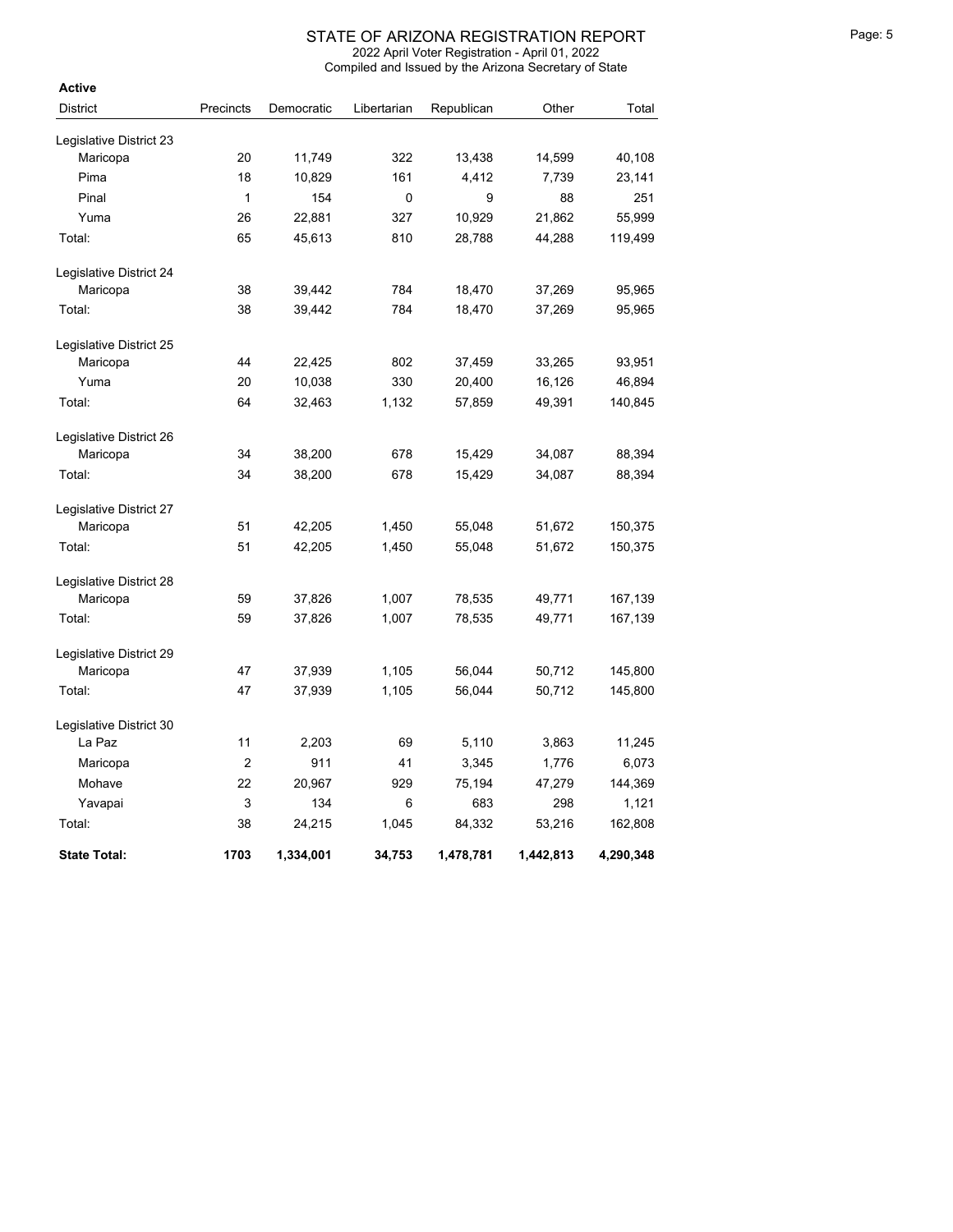# STATE OF ARIZONA REGISTRATION REPORT

2022 April Voter Registration - April 01, 2022

Compiled and Issued by the Arizona Secretary of State

**Active**

| District | Precincts | Democratic | Libertarian | Republican | Other | Total |
|---|---|---|---|---|---|---|
| Legislative District 23 | | | | | | |
| Maricopa | 20 | 11,749 | 322 | 13,438 | 14,599 | 40,108 |
| Pima | 18 | 10,829 | 161 | 4,412 | 7,739 | 23,141 |
| Pinal | 1 | 154 | 0 | 9 | 88 | 251 |
| Yuma | 26 | 22,881 | 327 | 10,929 | 21,862 | 55,999 |
| Total: | 65 | 45,613 | 810 | 28,788 | 44,288 | 119,499 |
| Legislative District 24 | | | | | | |
| Maricopa | 38 | 39,442 | 784 | 18,470 | 37,269 | 95,965 |
| Total: | 38 | 39,442 | 784 | 18,470 | 37,269 | 95,965 |
| Legislative District 25 | | | | | | |
| Maricopa | 44 | 22,425 | 802 | 37,459 | 33,265 | 93,951 |
| Yuma | 20 | 10,038 | 330 | 20,400 | 16,126 | 46,894 |
| Total: | 64 | 32,463 | 1,132 | 57,859 | 49,391 | 140,845 |
| Legislative District 26 | | | | | | |
| Maricopa | 34 | 38,200 | 678 | 15,429 | 34,087 | 88,394 |
| Total: | 34 | 38,200 | 678 | 15,429 | 34,087 | 88,394 |
| Legislative District 27 | | | | | | |
| Maricopa | 51 | 42,205 | 1,450 | 55,048 | 51,672 | 150,375 |
| Total: | 51 | 42,205 | 1,450 | 55,048 | 51,672 | 150,375 |
| Legislative District 28 | | | | | | |
| Maricopa | 59 | 37,826 | 1,007 | 78,535 | 49,771 | 167,139 |
| Total: | 59 | 37,826 | 1,007 | 78,535 | 49,771 | 167,139 |
| Legislative District 29 | | | | | | |
| Maricopa | 47 | 37,939 | 1,105 | 56,044 | 50,712 | 145,800 |
| Total: | 47 | 37,939 | 1,105 | 56,044 | 50,712 | 145,800 |
| Legislative District 30 | | | | | | |
| La Paz | 11 | 2,203 | 69 | 5,110 | 3,863 | 11,245 |
| Maricopa | 2 | 911 | 41 | 3,345 | 1,776 | 6,073 |
| Mohave | 22 | 20,967 | 929 | 75,194 | 47,279 | 144,369 |
| Yavapai | 3 | 134 | 6 | 683 | 298 | 1,121 |
| Total: | 38 | 24,215 | 1,045 | 84,332 | 53,216 | 162,808 |
| **State Total:** | **1703** | **1,334,001** | **34,753** | **1,478,781** | **1,442,813** | **4,290,348** |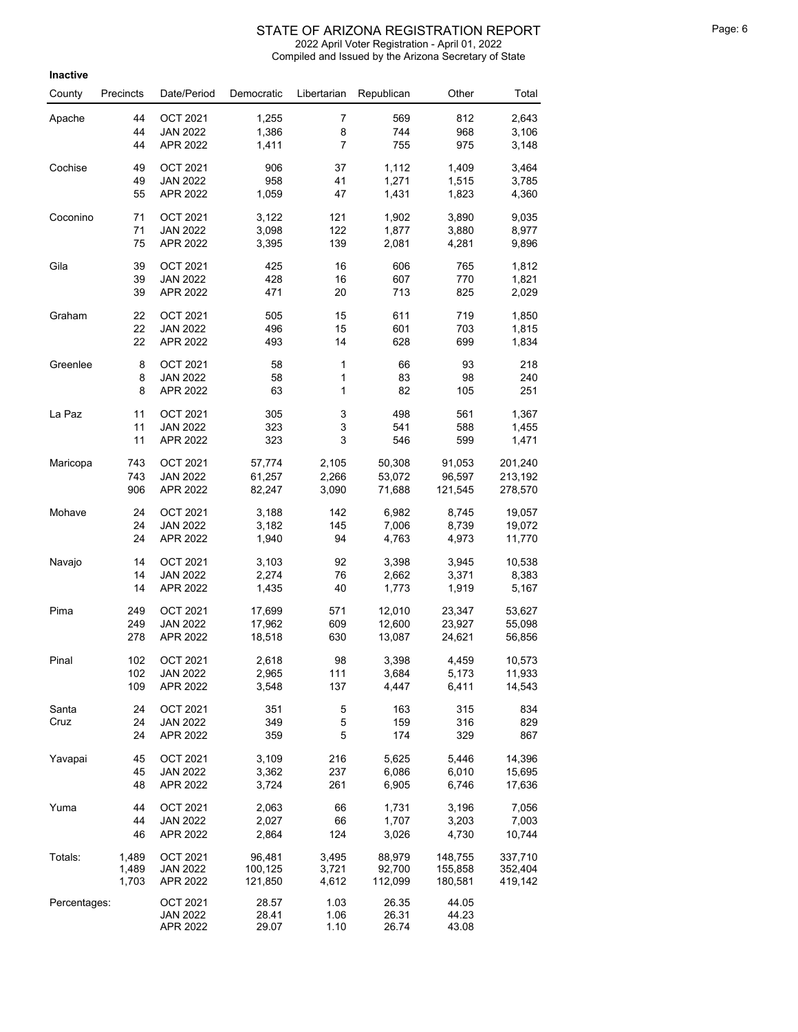# STATE OF ARIZONA REGISTRATION REPORT

2022 April Voter Registration - April 01, 2022

Compiled and Issued by the Arizona Secretary of State

**Inactive**

| County | Precincts | Date/Period | Democratic | Libertarian | Republican | Other | Total |
|---|---|---|---|---|---|---|---|
| Apache | 44 | OCT 2021 | 1,255 | 7 | 569 | 812 | 2,643 |
| | 44 | JAN 2022 | 1,386 | 8 | 744 | 968 | 3,106 |
| | 44 | APR 2022 | 1,411 | 7 | 755 | 975 | 3,148 |
| Cochise | 49 | OCT 2021 | 906 | 37 | 1,112 | 1,409 | 3,464 |
| | 49 | JAN 2022 | 958 | 41 | 1,271 | 1,515 | 3,785 |
| | 55 | APR 2022 | 1,059 | 47 | 1,431 | 1,823 | 4,360 |
| Coconino | 71 | OCT 2021 | 3,122 | 121 | 1,902 | 3,890 | 9,035 |
| | 71 | JAN 2022 | 3,098 | 122 | 1,877 | 3,880 | 8,977 |
| | 75 | APR 2022 | 3,395 | 139 | 2,081 | 4,281 | 9,896 |
| Gila | 39 | OCT 2021 | 425 | 16 | 606 | 765 | 1,812 |
| | 39 | JAN 2022 | 428 | 16 | 607 | 770 | 1,821 |
| | 39 | APR 2022 | 471 | 20 | 713 | 825 | 2,029 |
| Graham | 22 | OCT 2021 | 505 | 15 | 611 | 719 | 1,850 |
| | 22 | JAN 2022 | 496 | 15 | 601 | 703 | 1,815 |
| | 22 | APR 2022 | 493 | 14 | 628 | 699 | 1,834 |
| Greenlee | 8 | OCT 2021 | 58 | 1 | 66 | 93 | 218 |
| | 8 | JAN 2022 | 58 | 1 | 83 | 98 | 240 |
| | 8 | APR 2022 | 63 | 1 | 82 | 105 | 251 |
| La Paz | 11 | OCT 2021 | 305 | 3 | 498 | 561 | 1,367 |
| | 11 | JAN 2022 | 323 | 3 | 541 | 588 | 1,455 |
| | 11 | APR 2022 | 323 | 3 | 546 | 599 | 1,471 |
| Maricopa | 743 | OCT 2021 | 57,774 | 2,105 | 50,308 | 91,053 | 201,240 |
| | 743 | JAN 2022 | 61,257 | 2,266 | 53,072 | 96,597 | 213,192 |
| | 906 | APR 2022 | 82,247 | 3,090 | 71,688 | 121,545 | 278,570 |
| Mohave | 24 | OCT 2021 | 3,188 | 142 | 6,982 | 8,745 | 19,057 |
| | 24 | JAN 2022 | 3,182 | 145 | 7,006 | 8,739 | 19,072 |
| | 24 | APR 2022 | 1,940 | 94 | 4,763 | 4,973 | 11,770 |
| Navajo | 14 | OCT 2021 | 3,103 | 92 | 3,398 | 3,945 | 10,538 |
| | 14 | JAN 2022 | 2,274 | 76 | 2,662 | 3,371 | 8,383 |
| | 14 | APR 2022 | 1,435 | 40 | 1,773 | 1,919 | 5,167 |
| Pima | 249 | OCT 2021 | 17,699 | 571 | 12,010 | 23,347 | 53,627 |
| | 249 | JAN 2022 | 17,962 | 609 | 12,600 | 23,927 | 55,098 |
| | 278 | APR 2022 | 18,518 | 630 | 13,087 | 24,621 | 56,856 |
| Pinal | 102 | OCT 2021 | 2,618 | 98 | 3,398 | 4,459 | 10,573 |
| | 102 | JAN 2022 | 2,965 | 111 | 3,684 | 5,173 | 11,933 |
| | 109 | APR 2022 | 3,548 | 137 | 4,447 | 6,411 | 14,543 |
| Santa Cruz | 24 | OCT 2021 | 351 | 5 | 163 | 315 | 834 |
| | 24 | JAN 2022 | 349 | 5 | 159 | 316 | 829 |
| | 24 | APR 2022 | 359 | 5 | 174 | 329 | 867 |
| Yavapai | 45 | OCT 2021 | 3,109 | 216 | 5,625 | 5,446 | 14,396 |
| | 45 | JAN 2022 | 3,362 | 237 | 6,086 | 6,010 | 15,695 |
| | 48 | APR 2022 | 3,724 | 261 | 6,905 | 6,746 | 17,636 |
| Yuma | 44 | OCT 2021 | 2,063 | 66 | 1,731 | 3,196 | 7,056 |
| | 44 | JAN 2022 | 2,027 | 66 | 1,707 | 3,203 | 7,003 |
| | 46 | APR 2022 | 2,864 | 124 | 3,026 | 4,730 | 10,744 |
| Totals: | 1,489 | OCT 2021 | 96,481 | 3,495 | 88,979 | 148,755 | 337,710 |
| | 1,489 | JAN 2022 | 100,125 | 3,721 | 92,700 | 155,858 | 352,404 |
| | 1,703 | APR 2022 | 121,850 | 4,612 | 112,099 | 180,581 | 419,142 |
| Percentages: | | OCT 2021 | 28.57 | 1.03 | 26.35 | 44.05 | |
| | | JAN 2022 | 28.41 | 1.06 | 26.31 | 44.23 | |
| | | APR 2022 | 29.07 | 1.10 | 26.74 | 43.08 | |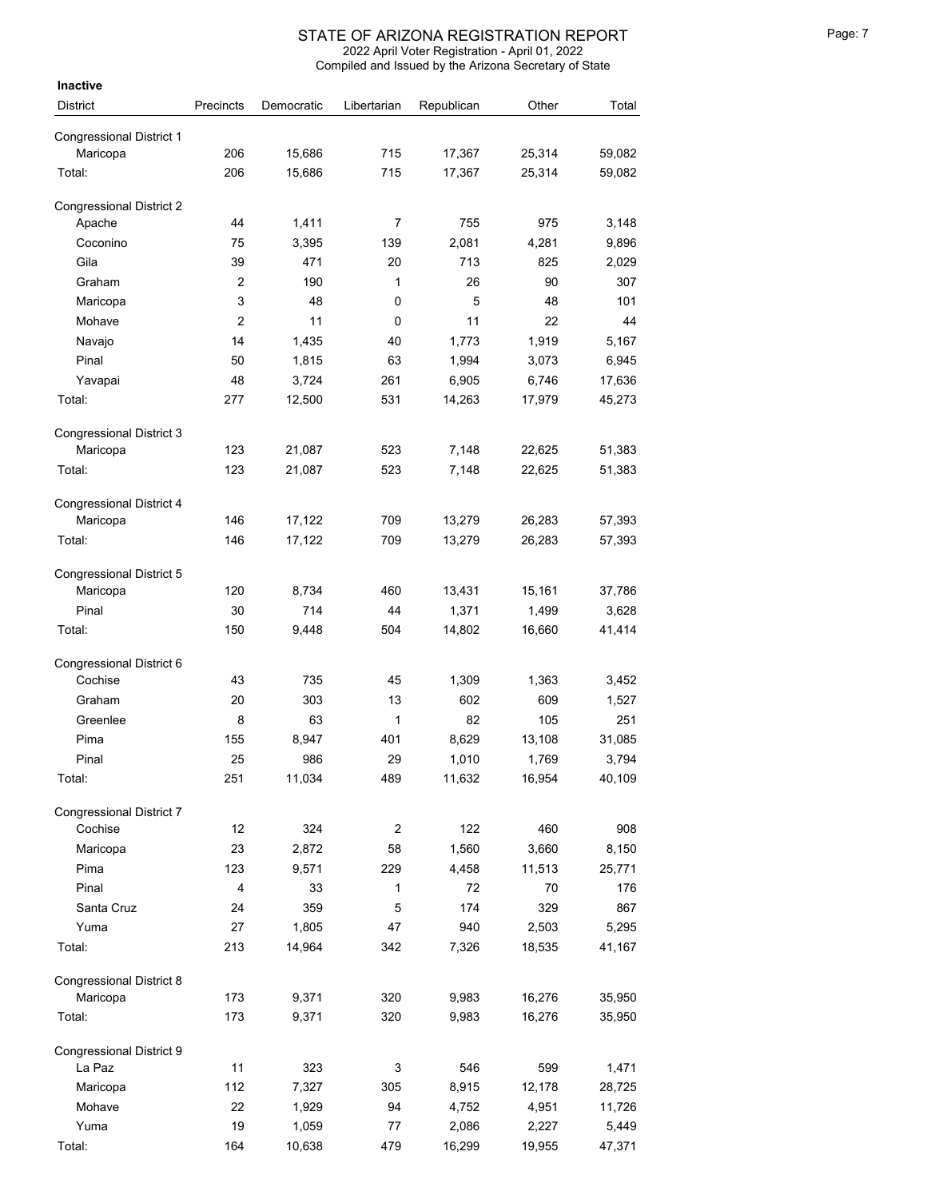# STATE OF ARIZONA REGISTRATION REPORT

2022 April Voter Registration - April 01, 2022

Compiled and Issued by the Arizona Secretary of State

**Inactive**

| District | Precincts | Democratic | Libertarian | Republican | Other | Total |
|---|---|---|---|---|---|---|
| Congressional District 1 | | | | | | |
| Maricopa | 206 | 15,686 | 715 | 17,367 | 25,314 | 59,082 |
| Total: | 206 | 15,686 | 715 | 17,367 | 25,314 | 59,082 |
| Congressional District 2 | | | | | | |
| Apache | 44 | 1,411 | 7 | 755 | 975 | 3,148 |
| Coconino | 75 | 3,395 | 139 | 2,081 | 4,281 | 9,896 |
| Gila | 39 | 471 | 20 | 713 | 825 | 2,029 |
| Graham | 2 | 190 | 1 | 26 | 90 | 307 |
| Maricopa | 3 | 48 | 0 | 5 | 48 | 101 |
| Mohave | 2 | 11 | 0 | 11 | 22 | 44 |
| Navajo | 14 | 1,435 | 40 | 1,773 | 1,919 | 5,167 |
| Pinal | 50 | 1,815 | 63 | 1,994 | 3,073 | 6,945 |
| Yavapai | 48 | 3,724 | 261 | 6,905 | 6,746 | 17,636 |
| Total: | 277 | 12,500 | 531 | 14,263 | 17,979 | 45,273 |
| Congressional District 3 | | | | | | |
| Maricopa | 123 | 21,087 | 523 | 7,148 | 22,625 | 51,383 |
| Total: | 123 | 21,087 | 523 | 7,148 | 22,625 | 51,383 |
| Congressional District 4 | | | | | | |
| Maricopa | 146 | 17,122 | 709 | 13,279 | 26,283 | 57,393 |
| Total: | 146 | 17,122 | 709 | 13,279 | 26,283 | 57,393 |
| Congressional District 5 | | | | | | |
| Maricopa | 120 | 8,734 | 460 | 13,431 | 15,161 | 37,786 |
| Pinal | 30 | 714 | 44 | 1,371 | 1,499 | 3,628 |
| Total: | 150 | 9,448 | 504 | 14,802 | 16,660 | 41,414 |
| Congressional District 6 | | | | | | |
| Cochise | 43 | 735 | 45 | 1,309 | 1,363 | 3,452 |
| Graham | 20 | 303 | 13 | 602 | 609 | 1,527 |
| Greenlee | 8 | 63 | 1 | 82 | 105 | 251 |
| Pima | 155 | 8,947 | 401 | 8,629 | 13,108 | 31,085 |
| Pinal | 25 | 986 | 29 | 1,010 | 1,769 | 3,794 |
| Total: | 251 | 11,034 | 489 | 11,632 | 16,954 | 40,109 |
| Congressional District 7 | | | | | | |
| Cochise | 12 | 324 | 2 | 122 | 460 | 908 |
| Maricopa | 23 | 2,872 | 58 | 1,560 | 3,660 | 8,150 |
| Pima | 123 | 9,571 | 229 | 4,458 | 11,513 | 25,771 |
| Pinal | 4 | 33 | 1 | 72 | 70 | 176 |
| Santa Cruz | 24 | 359 | 5 | 174 | 329 | 867 |
| Yuma | 27 | 1,805 | 47 | 940 | 2,503 | 5,295 |
| Total: | 213 | 14,964 | 342 | 7,326 | 18,535 | 41,167 |
| Congressional District 8 | | | | | | |
| Maricopa | 173 | 9,371 | 320 | 9,983 | 16,276 | 35,950 |
| Total: | 173 | 9,371 | 320 | 9,983 | 16,276 | 35,950 |
| Congressional District 9 | | | | | | |
| La Paz | 11 | 323 | 3 | 546 | 599 | 1,471 |
| Maricopa | 112 | 7,327 | 305 | 8,915 | 12,178 | 28,725 |
| Mohave | 22 | 1,929 | 94 | 4,752 | 4,951 | 11,726 |
| Yuma | 19 | 1,059 | 77 | 2,086 | 2,227 | 5,449 |
| Total: | 164 | 10,638 | 479 | 16,299 | 19,955 | 47,371 |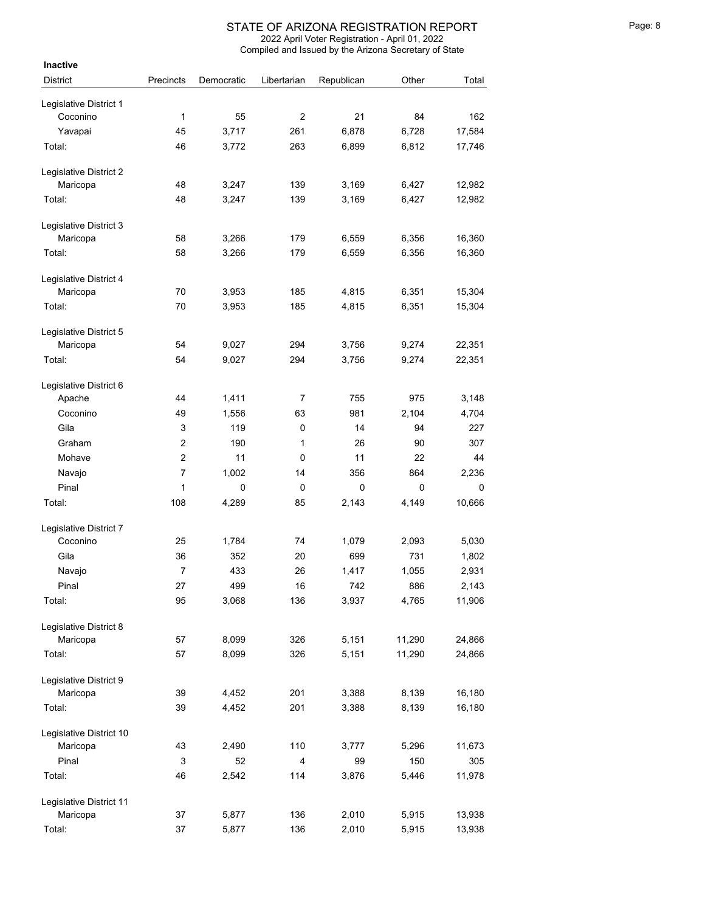# STATE OF ARIZONA REGISTRATION REPORT

2022 April Voter Registration - April 01, 2022

Compiled and Issued by the Arizona Secretary of State

**Inactive**

| District | Precincts | Democratic | Libertarian | Republican | Other | Total |
|---|---|---|---|---|---|---|
| Legislative District 1 | | | | | | |
| Coconino | 1 | 55 | 2 | 21 | 84 | 162 |
| Yavapai | 45 | 3,717 | 261 | 6,878 | 6,728 | 17,584 |
| Total: | 46 | 3,772 | 263 | 6,899 | 6,812 | 17,746 |
| Legislative District 2 | | | | | | |
| Maricopa | 48 | 3,247 | 139 | 3,169 | 6,427 | 12,982 |
| Total: | 48 | 3,247 | 139 | 3,169 | 6,427 | 12,982 |
| Legislative District 3 | | | | | | |
| Maricopa | 58 | 3,266 | 179 | 6,559 | 6,356 | 16,360 |
| Total: | 58 | 3,266 | 179 | 6,559 | 6,356 | 16,360 |
| Legislative District 4 | | | | | | |
| Maricopa | 70 | 3,953 | 185 | 4,815 | 6,351 | 15,304 |
| Total: | 70 | 3,953 | 185 | 4,815 | 6,351 | 15,304 |
| Legislative District 5 | | | | | | |
| Maricopa | 54 | 9,027 | 294 | 3,756 | 9,274 | 22,351 |
| Total: | 54 | 9,027 | 294 | 3,756 | 9,274 | 22,351 |
| Legislative District 6 | | | | | | |
| Apache | 44 | 1,411 | 7 | 755 | 975 | 3,148 |
| Coconino | 49 | 1,556 | 63 | 981 | 2,104 | 4,704 |
| Gila | 3 | 119 | 0 | 14 | 94 | 227 |
| Graham | 2 | 190 | 1 | 26 | 90 | 307 |
| Mohave | 2 | 11 | 0 | 11 | 22 | 44 |
| Navajo | 7 | 1,002 | 14 | 356 | 864 | 2,236 |
| Pinal | 1 | 0 | 0 | 0 | 0 | 0 |
| Total: | 108 | 4,289 | 85 | 2,143 | 4,149 | 10,666 |
| Legislative District 7 | | | | | | |
| Coconino | 25 | 1,784 | 74 | 1,079 | 2,093 | 5,030 |
| Gila | 36 | 352 | 20 | 699 | 731 | 1,802 |
| Navajo | 7 | 433 | 26 | 1,417 | 1,055 | 2,931 |
| Pinal | 27 | 499 | 16 | 742 | 886 | 2,143 |
| Total: | 95 | 3,068 | 136 | 3,937 | 4,765 | 11,906 |
| Legislative District 8 | | | | | | |
| Maricopa | 57 | 8,099 | 326 | 5,151 | 11,290 | 24,866 |
| Total: | 57 | 8,099 | 326 | 5,151 | 11,290 | 24,866 |
| Legislative District 9 | | | | | | |
| Maricopa | 39 | 4,452 | 201 | 3,388 | 8,139 | 16,180 |
| Total: | 39 | 4,452 | 201 | 3,388 | 8,139 | 16,180 |
| Legislative District 10 | | | | | | |
| Maricopa | 43 | 2,490 | 110 | 3,777 | 5,296 | 11,673 |
| Pinal | 3 | 52 | 4 | 99 | 150 | 305 |
| Total: | 46 | 2,542 | 114 | 3,876 | 5,446 | 11,978 |
| Legislative District 11 | | | | | | |
| Maricopa | 37 | 5,877 | 136 | 2,010 | 5,915 | 13,938 |
| Total: | 37 | 5,877 | 136 | 2,010 | 5,915 | 13,938 |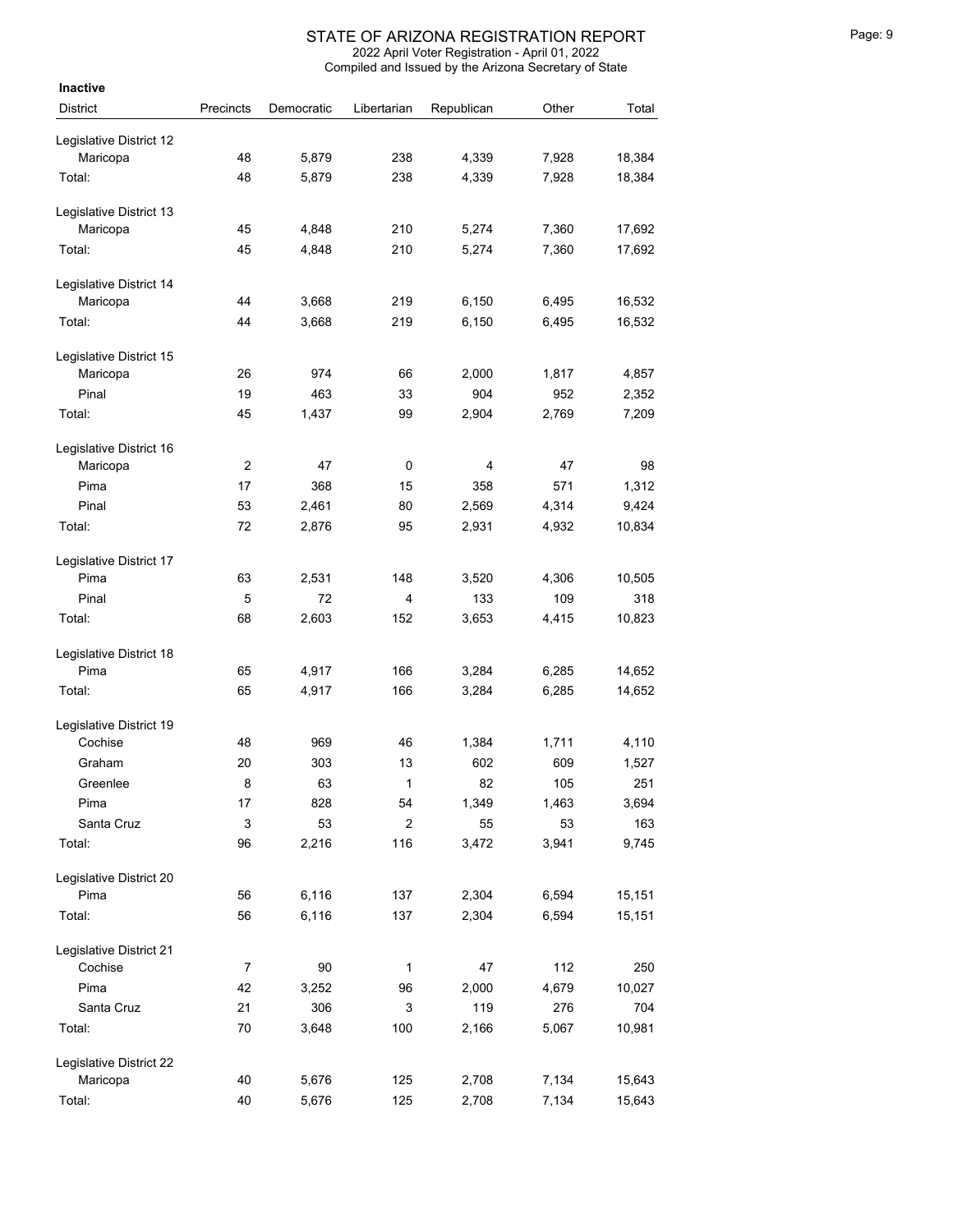# STATE OF ARIZONA REGISTRATION REPORT

2022 April Voter Registration - April 01, 2022
Compiled and Issued by the Arizona Secretary of State

**Inactive**

| District | Precincts | Democratic | Libertarian | Republican | Other | Total |
|---|---|---|---|---|---|---|
| Legislative District 12 | | | | | | |
| Maricopa | 48 | 5,879 | 238 | 4,339 | 7,928 | 18,384 |
| Total: | 48 | 5,879 | 238 | 4,339 | 7,928 | 18,384 |
| Legislative District 13 | | | | | | |
| Maricopa | 45 | 4,848 | 210 | 5,274 | 7,360 | 17,692 |
| Total: | 45 | 4,848 | 210 | 5,274 | 7,360 | 17,692 |
| Legislative District 14 | | | | | | |
| Maricopa | 44 | 3,668 | 219 | 6,150 | 6,495 | 16,532 |
| Total: | 44 | 3,668 | 219 | 6,150 | 6,495 | 16,532 |
| Legislative District 15 | | | | | | |
| Maricopa | 26 | 974 | 66 | 2,000 | 1,817 | 4,857 |
| Pinal | 19 | 463 | 33 | 904 | 952 | 2,352 |
| Total: | 45 | 1,437 | 99 | 2,904 | 2,769 | 7,209 |
| Legislative District 16 | | | | | | |
| Maricopa | 2 | 47 | 0 | 4 | 47 | 98 |
| Pima | 17 | 368 | 15 | 358 | 571 | 1,312 |
| Pinal | 53 | 2,461 | 80 | 2,569 | 4,314 | 9,424 |
| Total: | 72 | 2,876 | 95 | 2,931 | 4,932 | 10,834 |
| Legislative District 17 | | | | | | |
| Pima | 63 | 2,531 | 148 | 3,520 | 4,306 | 10,505 |
| Pinal | 5 | 72 | 4 | 133 | 109 | 318 |
| Total: | 68 | 2,603 | 152 | 3,653 | 4,415 | 10,823 |
| Legislative District 18 | | | | | | |
| Pima | 65 | 4,917 | 166 | 3,284 | 6,285 | 14,652 |
| Total: | 65 | 4,917 | 166 | 3,284 | 6,285 | 14,652 |
| Legislative District 19 | | | | | | |
| Cochise | 48 | 969 | 46 | 1,384 | 1,711 | 4,110 |
| Graham | 20 | 303 | 13 | 602 | 609 | 1,527 |
| Greenlee | 8 | 63 | 1 | 82 | 105 | 251 |
| Pima | 17 | 828 | 54 | 1,349 | 1,463 | 3,694 |
| Santa Cruz | 3 | 53 | 2 | 55 | 53 | 163 |
| Total: | 96 | 2,216 | 116 | 3,472 | 3,941 | 9,745 |
| Legislative District 20 | | | | | | |
| Pima | 56 | 6,116 | 137 | 2,304 | 6,594 | 15,151 |
| Total: | 56 | 6,116 | 137 | 2,304 | 6,594 | 15,151 |
| Legislative District 21 | | | | | | |
| Cochise | 7 | 90 | 1 | 47 | 112 | 250 |
| Pima | 42 | 3,252 | 96 | 2,000 | 4,679 | 10,027 |
| Santa Cruz | 21 | 306 | 3 | 119 | 276 | 704 |
| Total: | 70 | 3,648 | 100 | 2,166 | 5,067 | 10,981 |
| Legislative District 22 | | | | | | |
| Maricopa | 40 | 5,676 | 125 | 2,708 | 7,134 | 15,643 |
| Total: | 40 | 5,676 | 125 | 2,708 | 7,134 | 15,643 |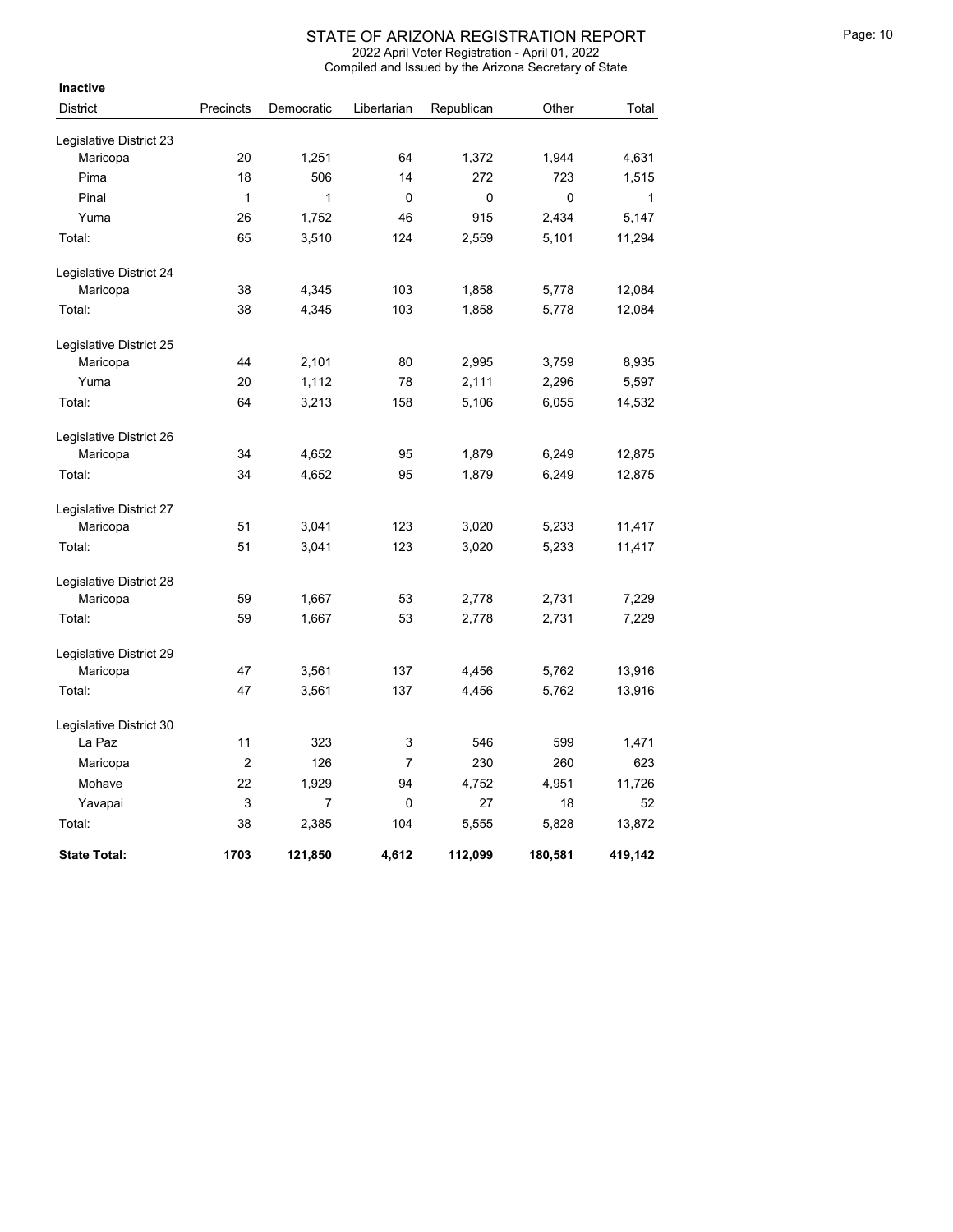# STATE OF ARIZONA REGISTRATION REPORT

2022 April Voter Registration - April 01, 2022

Compiled and Issued by the Arizona Secretary of State

**Inactive**

| District | Precincts | Democratic | Libertarian | Republican | Other | Total |
|---|---|---|---|---|---|---|
| Legislative District 23 | | | | | | |
| Maricopa | 20 | 1,251 | 64 | 1,372 | 1,944 | 4,631 |
| Pima | 18 | 506 | 14 | 272 | 723 | 1,515 |
| Pinal | 1 | 1 | 0 | 0 | 0 | 1 |
| Yuma | 26 | 1,752 | 46 | 915 | 2,434 | 5,147 |
| Total: | 65 | 3,510 | 124 | 2,559 | 5,101 | 11,294 |
| Legislative District 24 | | | | | | |
| Maricopa | 38 | 4,345 | 103 | 1,858 | 5,778 | 12,084 |
| Total: | 38 | 4,345 | 103 | 1,858 | 5,778 | 12,084 |
| Legislative District 25 | | | | | | |
| Maricopa | 44 | 2,101 | 80 | 2,995 | 3,759 | 8,935 |
| Yuma | 20 | 1,112 | 78 | 2,111 | 2,296 | 5,597 |
| Total: | 64 | 3,213 | 158 | 5,106 | 6,055 | 14,532 |
| Legislative District 26 | | | | | | |
| Maricopa | 34 | 4,652 | 95 | 1,879 | 6,249 | 12,875 |
| Total: | 34 | 4,652 | 95 | 1,879 | 6,249 | 12,875 |
| Legislative District 27 | | | | | | |
| Maricopa | 51 | 3,041 | 123 | 3,020 | 5,233 | 11,417 |
| Total: | 51 | 3,041 | 123 | 3,020 | 5,233 | 11,417 |
| Legislative District 28 | | | | | | |
| Maricopa | 59 | 1,667 | 53 | 2,778 | 2,731 | 7,229 |
| Total: | 59 | 1,667 | 53 | 2,778 | 2,731 | 7,229 |
| Legislative District 29 | | | | | | |
| Maricopa | 47 | 3,561 | 137 | 4,456 | 5,762 | 13,916 |
| Total: | 47 | 3,561 | 137 | 4,456 | 5,762 | 13,916 |
| Legislative District 30 | | | | | | |
| La Paz | 11 | 323 | 3 | 546 | 599 | 1,471 |
| Maricopa | 2 | 126 | 7 | 230 | 260 | 623 |
| Mohave | 22 | 1,929 | 94 | 4,752 | 4,951 | 11,726 |
| Yavapai | 3 | 7 | 0 | 27 | 18 | 52 |
| Total: | 38 | 2,385 | 104 | 5,555 | 5,828 | 13,872 |
| **State Total:** | **1703** | **121,850** | **4,612** | **112,099** | **180,581** | **419,142** |